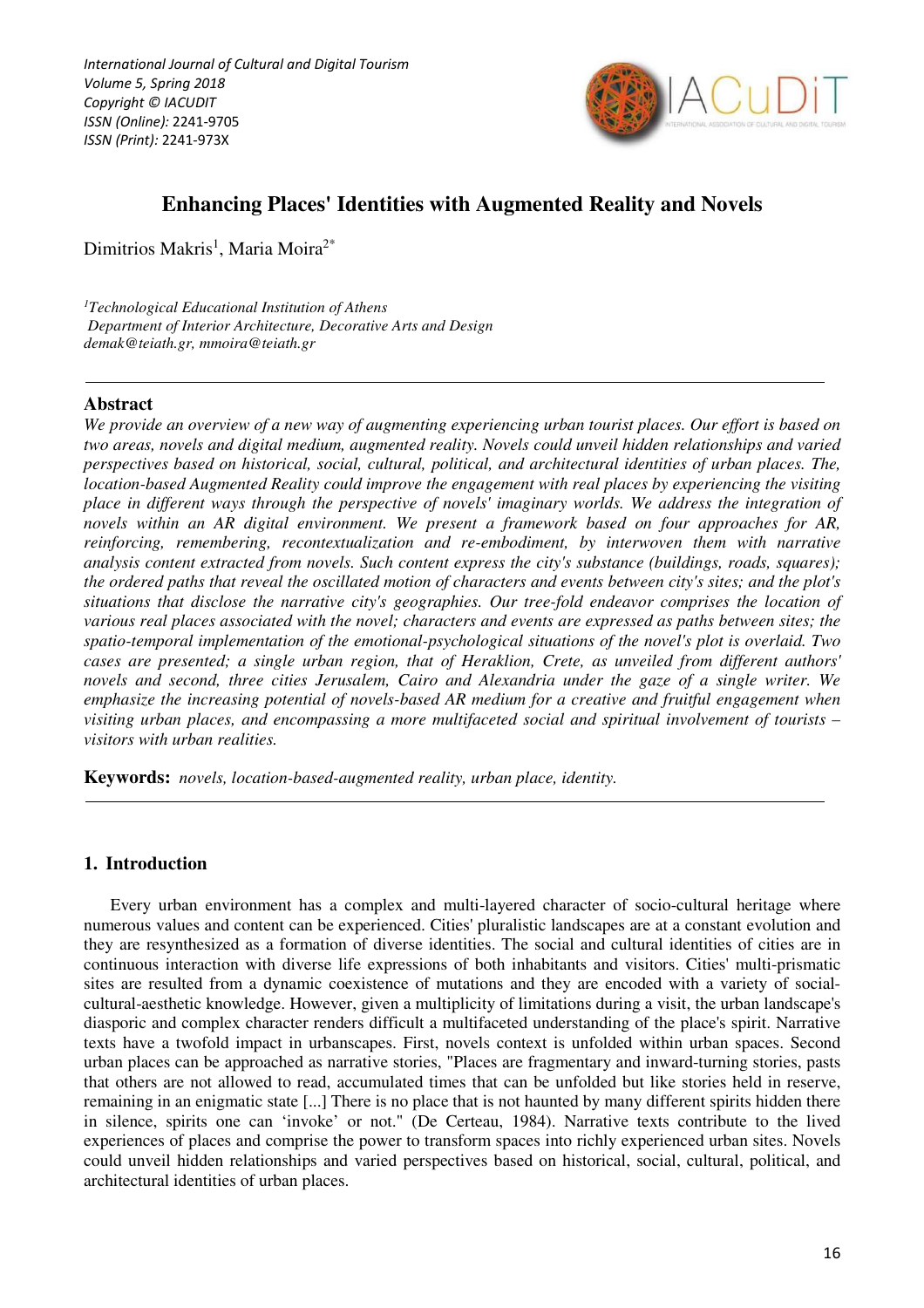# Enhancing Places' Identities with Augmented Reality and Novels

Dimitrios Makris[1], Maria Moira[2*]

*[1]Technological Educational Institution of Athens*
*Department of Interior Architecture, Decorative Arts and Design*
*demak@teiath.gr, mmoira@teiath.gr*

---

## Abstract

*We provide an overview of a new way of augmenting experiencing urban tourist places. Our effort is based on two areas, novels and digital medium, augmented reality. Novels could unveil hidden relationships and varied perspectives based on historical, social, cultural, political, and architectural identities of urban places. The, location-based Augmented Reality could improve the engagement with real places by experiencing the visiting place in different ways through the perspective of novels' imaginary worlds. We address the integration of novels within an AR digital environment. We present a framework based on four approaches for AR, reinforcing, remembering, recontextualization and re-embodiment, by interwoven them with narrative analysis content extracted from novels. Such content express the city's substance (buildings, roads, squares); the ordered paths that reveal the oscillated motion of characters and events between city's sites; and the plot's situations that disclose the narrative city's geographies. Our tree-fold endeavor comprises the location of various real places associated with the novel; characters and events are expressed as paths between sites; the spatio-temporal implementation of the emotional-psychological situations of the novel's plot is overlaid. Two cases are presented; a single urban region, that of Heraklion, Crete, as unveiled from different authors' novels and second, three cities Jerusalem, Cairo and Alexandria under the gaze of a single writer. We emphasize the increasing potential of novels-based AR medium for a creative and fruitful engagement when visiting urban places, and encompassing a more multifaceted social and spiritual involvement of tourists – visitors with urban realities.*

**Keywords:** *novels, location-based-augmented reality, urban place, identity.*

---

## 1. Introduction

Every urban environment has a complex and multi-layered character of socio-cultural heritage where numerous values and content can be experienced. Cities' pluralistic landscapes are at a constant evolution and they are resynthesized as a formation of diverse identities. The social and cultural identities of cities are in continuous interaction with diverse life expressions of both inhabitants and visitors. Cities' multi-prismatic sites are resulted from a dynamic coexistence of mutations and they are encoded with a variety of social-cultural-aesthetic knowledge. However, given a multiplicity of limitations during a visit, the urban landscape's diasporic and complex character renders difficult a multifaceted understanding of the place's spirit. Narrative texts have a twofold impact in urbanscapes. First, novels context is unfolded within urban spaces. Second urban places can be approached as narrative stories, "Places are fragmentary and inward-turning stories, pasts that others are not allowed to read, accumulated times that can be unfolded but like stories held in reserve, remaining in an enigmatic state [...] There is no place that is not haunted by many different spirits hidden there in silence, spirits one can 'invoke' or not." (De Certeau, 1984). Narrative texts contribute to the lived experiences of places and comprise the power to transform spaces into richly experienced urban sites. Novels could unveil hidden relationships and varied perspectives based on historical, social, cultural, political, and architectural identities of urban places.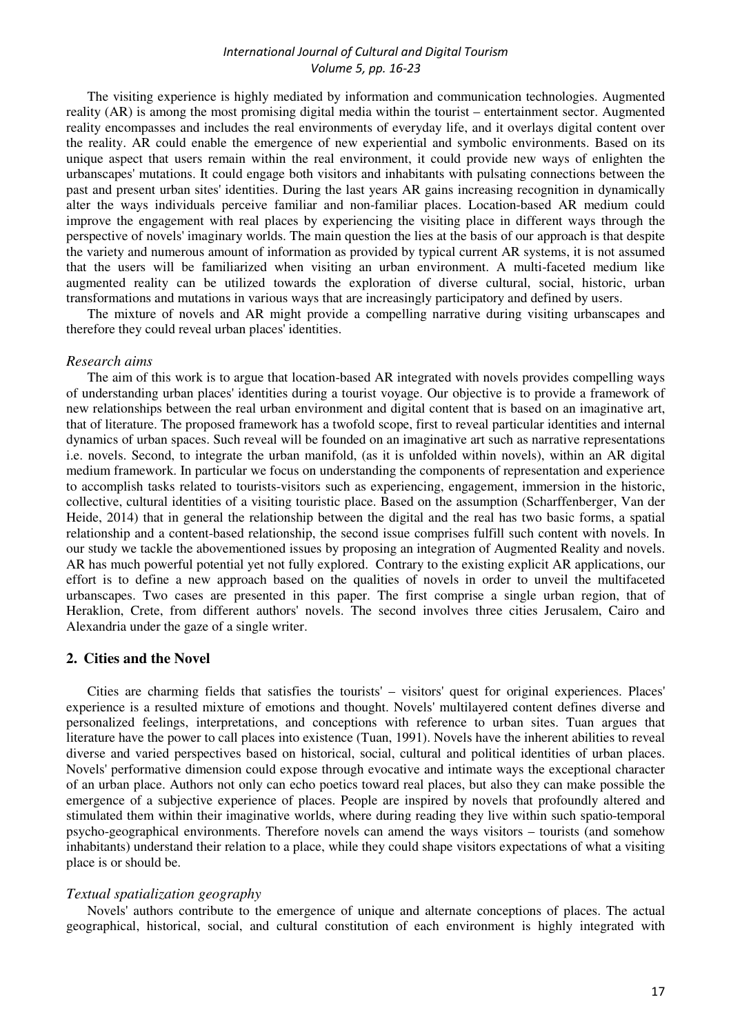The visiting experience is highly mediated by information and communication technologies. Augmented reality (AR) is among the most promising digital media within the tourist – entertainment sector. Augmented reality encompasses and includes the real environments of everyday life, and it overlays digital content over the reality. AR could enable the emergence of new experiential and symbolic environments. Based on its unique aspect that users remain within the real environment, it could provide new ways of enlighten the urbanscapes' mutations. It could engage both visitors and inhabitants with pulsating connections between the past and present urban sites' identities. During the last years AR gains increasing recognition in dynamically alter the ways individuals perceive familiar and non-familiar places. Location-based AR medium could improve the engagement with real places by experiencing the visiting place in different ways through the perspective of novels' imaginary worlds. The main question the lies at the basis of our approach is that despite the variety and numerous amount of information as provided by typical current AR systems, it is not assumed that the users will be familiarized when visiting an urban environment. A multi-faceted medium like augmented reality can be utilized towards the exploration of diverse cultural, social, historic, urban transformations and mutations in various ways that are increasingly participatory and defined by users.

The mixture of novels and AR might provide a compelling narrative during visiting urbanscapes and therefore they could reveal urban places' identities.

*Research aims*

The aim of this work is to argue that location-based AR integrated with novels provides compelling ways of understanding urban places' identities during a tourist voyage. Our objective is to provide a framework of new relationships between the real urban environment and digital content that is based on an imaginative art, that of literature. The proposed framework has a twofold scope, first to reveal particular identities and internal dynamics of urban spaces. Such reveal will be founded on an imaginative art such as narrative representations i.e. novels. Second, to integrate the urban manifold, (as it is unfolded within novels), within an AR digital medium framework. In particular we focus on understanding the components of representation and experience to accomplish tasks related to tourists-visitors such as experiencing, engagement, immersion in the historic, collective, cultural identities of a visiting touristic place. Based on the assumption (Scharffenberger, Van der Heide, 2014) that in general the relationship between the digital and the real has two basic forms, a spatial relationship and a content-based relationship, the second issue comprises fulfill such content with novels. In our study we tackle the abovementioned issues by proposing an integration of Augmented Reality and novels. AR has much powerful potential yet not fully explored. Contrary to the existing explicit AR applications, our effort is to define a new approach based on the qualities of novels in order to unveil the multifaceted urbanscapes. Two cases are presented in this paper. The first comprise a single urban region, that of Heraklion, Crete, from different authors' novels. The second involves three cities Jerusalem, Cairo and Alexandria under the gaze of a single writer.

## 2. Cities and the Novel

Cities are charming fields that satisfies the tourists' – visitors' quest for original experiences. Places' experience is a resulted mixture of emotions and thought. Novels' multilayered content defines diverse and personalized feelings, interpretations, and conceptions with reference to urban sites. Tuan argues that literature have the power to call places into existence (Tuan, 1991). Novels have the inherent abilities to reveal diverse and varied perspectives based on historical, social, cultural and political identities of urban places. Novels' performative dimension could expose through evocative and intimate ways the exceptional character of an urban place. Authors not only can echo poetics toward real places, but also they can make possible the emergence of a subjective experience of places. People are inspired by novels that profoundly altered and stimulated them within their imaginative worlds, where during reading they live within such spatio-temporal psycho-geographical environments. Therefore novels can amend the ways visitors – tourists (and somehow inhabitants) understand their relation to a place, while they could shape visitors expectations of what a visiting place is or should be.

*Textual spatialization geography*

Novels' authors contribute to the emergence of unique and alternate conceptions of places. The actual geographical, historical, social, and cultural constitution of each environment is highly integrated with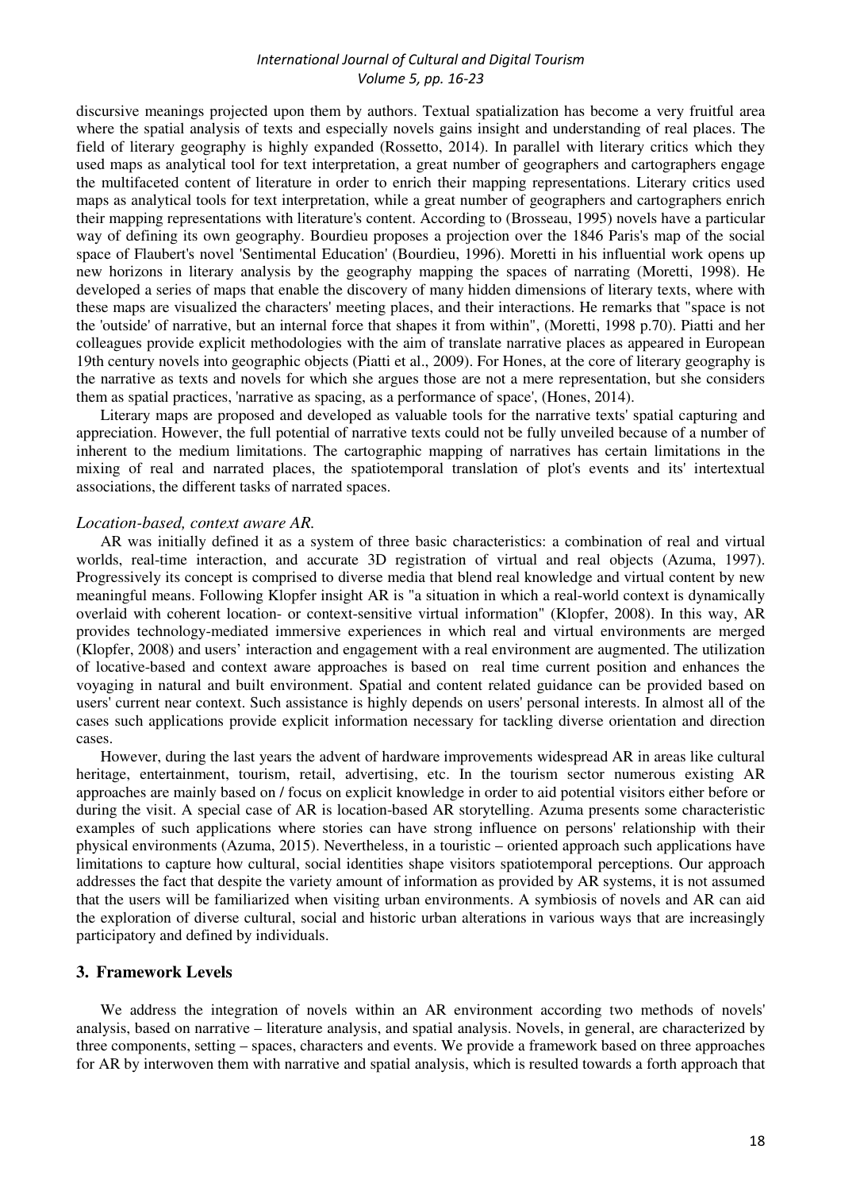discursive meanings projected upon them by authors. Textual spatialization has become a very fruitful area where the spatial analysis of texts and especially novels gains insight and understanding of real places. The field of literary geography is highly expanded (Rossetto, 2014). In parallel with literary critics which they used maps as analytical tool for text interpretation, a great number of geographers and cartographers engage the multifaceted content of literature in order to enrich their mapping representations. Literary critics used maps as analytical tools for text interpretation, while a great number of geographers and cartographers enrich their mapping representations with literature's content. According to (Brosseau, 1995) novels have a particular way of defining its own geography. Bourdieu proposes a projection over the 1846 Paris's map of the social space of Flaubert's novel 'Sentimental Education' (Bourdieu, 1996). Moretti in his influential work opens up new horizons in literary analysis by the geography mapping the spaces of narrating (Moretti, 1998). He developed a series of maps that enable the discovery of many hidden dimensions of literary texts, where with these maps are visualized the characters' meeting places, and their interactions. He remarks that "space is not the 'outside' of narrative, but an internal force that shapes it from within", (Moretti, 1998 p.70). Piatti and her colleagues provide explicit methodologies with the aim of translate narrative places as appeared in European 19th century novels into geographic objects (Piatti et al., 2009). For Hones, at the core of literary geography is the narrative as texts and novels for which she argues those are not a mere representation, but she considers them as spatial practices, 'narrative as spacing, as a performance of space', (Hones, 2014).

Literary maps are proposed and developed as valuable tools for the narrative texts' spatial capturing and appreciation. However, the full potential of narrative texts could not be fully unveiled because of a number of inherent to the medium limitations. The cartographic mapping of narratives has certain limitations in the mixing of real and narrated places, the spatiotemporal translation of plot's events and its' intertextual associations, the different tasks of narrated spaces.

*Location-based, context aware AR.*

AR was initially defined it as a system of three basic characteristics: a combination of real and virtual worlds, real-time interaction, and accurate 3D registration of virtual and real objects (Azuma, 1997). Progressively its concept is comprised to diverse media that blend real knowledge and virtual content by new meaningful means. Following Klopfer insight AR is "a situation in which a real-world context is dynamically overlaid with coherent location- or context-sensitive virtual information" (Klopfer, 2008). In this way, AR provides technology-mediated immersive experiences in which real and virtual environments are merged (Klopfer, 2008) and users' interaction and engagement with a real environment are augmented. The utilization of locative-based and context aware approaches is based on real time current position and enhances the voyaging in natural and built environment. Spatial and content related guidance can be provided based on users' current near context. Such assistance is highly depends on users' personal interests. In almost all of the cases such applications provide explicit information necessary for tackling diverse orientation and direction cases.

However, during the last years the advent of hardware improvements widespread AR in areas like cultural heritage, entertainment, tourism, retail, advertising, etc. In the tourism sector numerous existing AR approaches are mainly based on / focus on explicit knowledge in order to aid potential visitors either before or during the visit. A special case of AR is location-based AR storytelling. Azuma presents some characteristic examples of such applications where stories can have strong influence on persons' relationship with their physical environments (Azuma, 2015). Nevertheless, in a touristic – oriented approach such applications have limitations to capture how cultural, social identities shape visitors spatiotemporal perceptions. Our approach addresses the fact that despite the variety amount of information as provided by AR systems, it is not assumed that the users will be familiarized when visiting urban environments. A symbiosis of novels and AR can aid the exploration of diverse cultural, social and historic urban alterations in various ways that are increasingly participatory and defined by individuals.

## 3. Framework Levels

We address the integration of novels within an AR environment according two methods of novels' analysis, based on narrative – literature analysis, and spatial analysis. Novels, in general, are characterized by three components, setting – spaces, characters and events. We provide a framework based on three approaches for AR by interwoven them with narrative and spatial analysis, which is resulted towards a forth approach that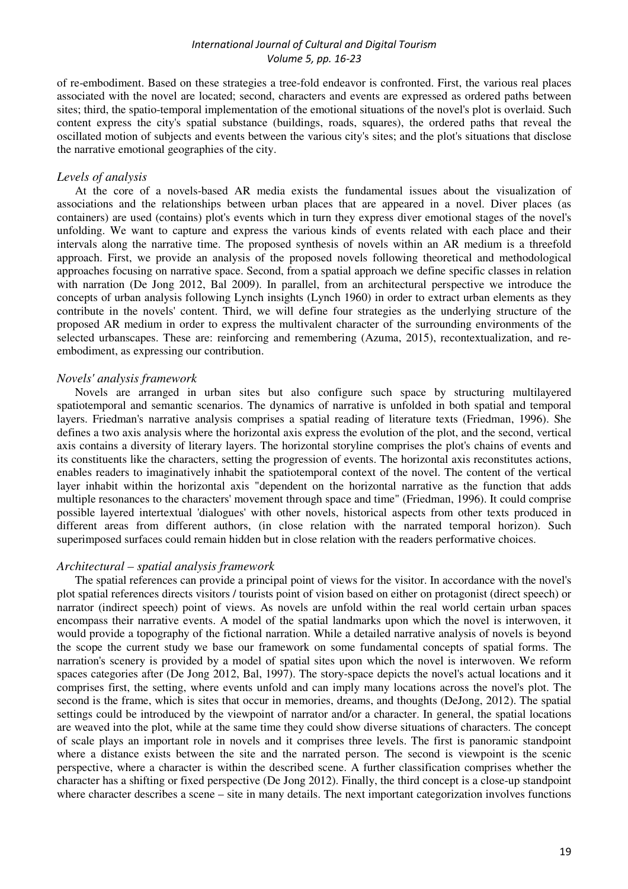of re-embodiment. Based on these strategies a tree-fold endeavor is confronted. First, the various real places associated with the novel are located; second, characters and events are expressed as ordered paths between sites; third, the spatio-temporal implementation of the emotional situations of the novel's plot is overlaid. Such content express the city's spatial substance (buildings, roads, squares), the ordered paths that reveal the oscillated motion of subjects and events between the various city's sites; and the plot's situations that disclose the narrative emotional geographies of the city.

### *Levels of analysis*

At the core of a novels-based AR media exists the fundamental issues about the visualization of associations and the relationships between urban places that are appeared in a novel. Diver places (as containers) are used (contains) plot's events which in turn they express diver emotional stages of the novel's unfolding. We want to capture and express the various kinds of events related with each place and their intervals along the narrative time. The proposed synthesis of novels within an AR medium is a threefold approach. First, we provide an analysis of the proposed novels following theoretical and methodological approaches focusing on narrative space. Second, from a spatial approach we define specific classes in relation with narration (De Jong 2012, Bal 2009). In parallel, from an architectural perspective we introduce the concepts of urban analysis following Lynch insights (Lynch 1960) in order to extract urban elements as they contribute in the novels' content. Third, we will define four strategies as the underlying structure of the proposed AR medium in order to express the multivalent character of the surrounding environments of the selected urbanscapes. These are: reinforcing and remembering (Azuma, 2015), recontextualization, and re-embodiment, as expressing our contribution.

### *Novels' analysis framework*

Novels are arranged in urban sites but also configure such space by structuring multilayered spatiotemporal and semantic scenarios. The dynamics of narrative is unfolded in both spatial and temporal layers. Friedman's narrative analysis comprises a spatial reading of literature texts (Friedman, 1996). She defines a two axis analysis where the horizontal axis express the evolution of the plot, and the second, vertical axis contains a diversity of literary layers. The horizontal storyline comprises the plot's chains of events and its constituents like the characters, setting the progression of events. The horizontal axis reconstitutes actions, enables readers to imaginatively inhabit the spatiotemporal context of the novel. The content of the vertical layer inhabit within the horizontal axis "dependent on the horizontal narrative as the function that adds multiple resonances to the characters' movement through space and time" (Friedman, 1996). It could comprise possible layered intertextual 'dialogues' with other novels, historical aspects from other texts produced in different areas from different authors, (in close relation with the narrated temporal horizon). Such superimposed surfaces could remain hidden but in close relation with the readers performative choices.

### *Architectural – spatial analysis framework*

The spatial references can provide a principal point of views for the visitor. In accordance with the novel's plot spatial references directs visitors / tourists point of vision based on either on protagonist (direct speech) or narrator (indirect speech) point of views. As novels are unfold within the real world certain urban spaces encompass their narrative events. A model of the spatial landmarks upon which the novel is interwoven, it would provide a topography of the fictional narration. While a detailed narrative analysis of novels is beyond the scope the current study we base our framework on some fundamental concepts of spatial forms. The narration's scenery is provided by a model of spatial sites upon which the novel is interwoven. We reform spaces categories after (De Jong 2012, Bal, 1997). The story-space depicts the novel's actual locations and it comprises first, the setting, where events unfold and can imply many locations across the novel's plot. The second is the frame, which is sites that occur in memories, dreams, and thoughts (DeJong, 2012). The spatial settings could be introduced by the viewpoint of narrator and/or a character. In general, the spatial locations are weaved into the plot, while at the same time they could show diverse situations of characters. The concept of scale plays an important role in novels and it comprises three levels. The first is panoramic standpoint where a distance exists between the site and the narrated person. The second is viewpoint is the scenic perspective, where a character is within the described scene. A further classification comprises whether the character has a shifting or fixed perspective (De Jong 2012). Finally, the third concept is a close-up standpoint where character describes a scene – site in many details. The next important categorization involves functions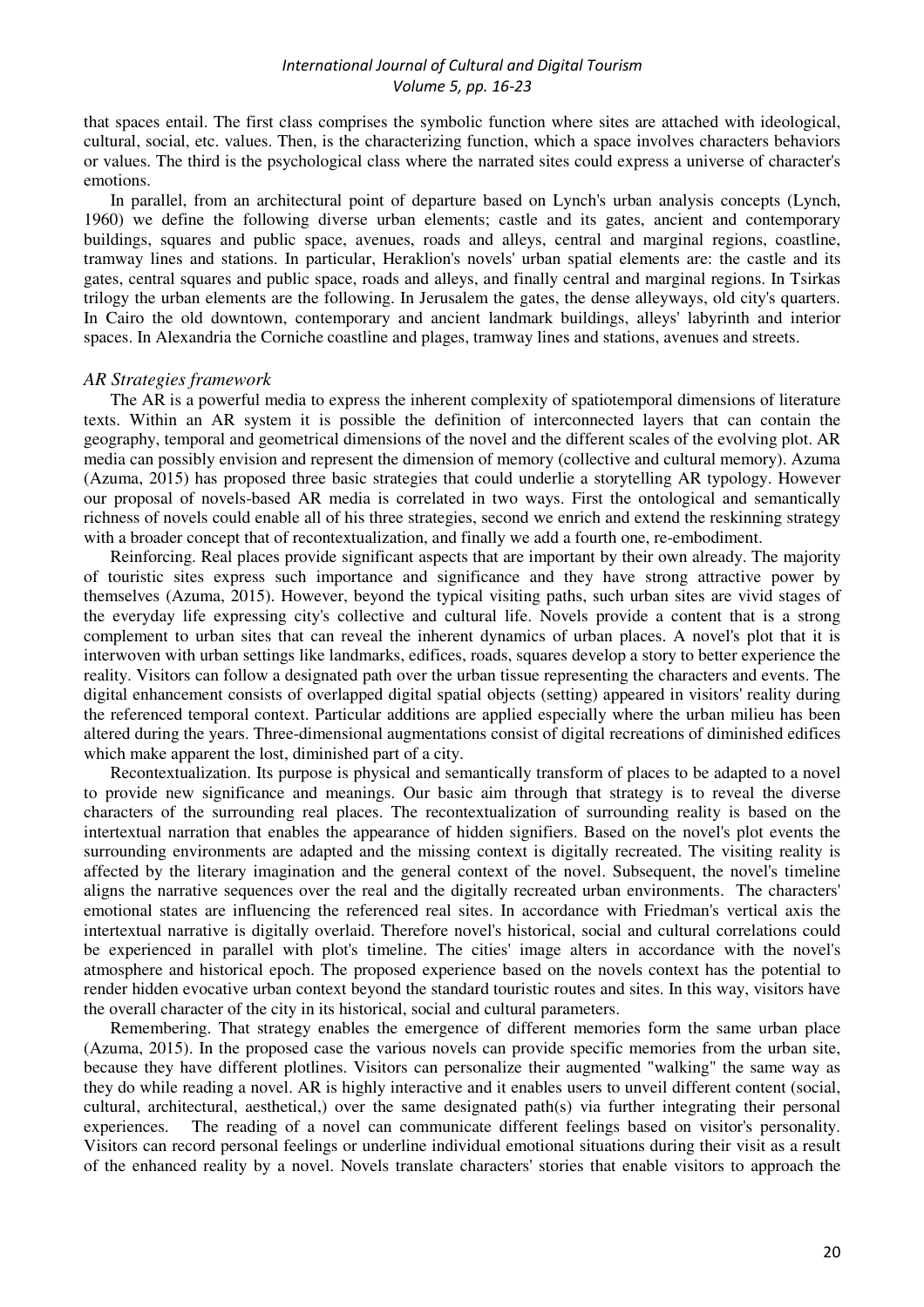that spaces entail. The first class comprises the symbolic function where sites are attached with ideological, cultural, social, etc. values. Then, is the characterizing function, which a space involves characters behaviors or values. The third is the psychological class where the narrated sites could express a universe of character's emotions.

In parallel, from an architectural point of departure based on Lynch's urban analysis concepts (Lynch, 1960) we define the following diverse urban elements; castle and its gates, ancient and contemporary buildings, squares and public space, avenues, roads and alleys, central and marginal regions, coastline, tramway lines and stations. In particular, Heraklion's novels' urban spatial elements are: the castle and its gates, central squares and public space, roads and alleys, and finally central and marginal regions. In Tsirkas trilogy the urban elements are the following. In Jerusalem the gates, the dense alleyways, old city's quarters. In Cairo the old downtown, contemporary and ancient landmark buildings, alleys' labyrinth and interior spaces. In Alexandria the Corniche coastline and plages, tramway lines and stations, avenues and streets.

### *AR Strategies framework*

The AR is a powerful media to express the inherent complexity of spatiotemporal dimensions of literature texts. Within an AR system it is possible the definition of interconnected layers that can contain the geography, temporal and geometrical dimensions of the novel and the different scales of the evolving plot. AR media can possibly envision and represent the dimension of memory (collective and cultural memory). Azuma (Azuma, 2015) has proposed three basic strategies that could underlie a storytelling AR typology. However our proposal of novels-based AR media is correlated in two ways. First the ontological and semantically richness of novels could enable all of his three strategies, second we enrich and extend the reskinning strategy with a broader concept that of recontextualization, and finally we add a fourth one, re-embodiment.

Reinforcing. Real places provide significant aspects that are important by their own already. The majority of touristic sites express such importance and significance and they have strong attractive power by themselves (Azuma, 2015). However, beyond the typical visiting paths, such urban sites are vivid stages of the everyday life expressing city's collective and cultural life. Novels provide a content that is a strong complement to urban sites that can reveal the inherent dynamics of urban places. A novel's plot that it is interwoven with urban settings like landmarks, edifices, roads, squares develop a story to better experience the reality. Visitors can follow a designated path over the urban tissue representing the characters and events. The digital enhancement consists of overlapped digital spatial objects (setting) appeared in visitors' reality during the referenced temporal context. Particular additions are applied especially where the urban milieu has been altered during the years. Three-dimensional augmentations consist of digital recreations of diminished edifices which make apparent the lost, diminished part of a city.

Recontextualization. Its purpose is physical and semantically transform of places to be adapted to a novel to provide new significance and meanings. Our basic aim through that strategy is to reveal the diverse characters of the surrounding real places. The recontextualization of surrounding reality is based on the intertextual narration that enables the appearance of hidden signifiers. Based on the novel's plot events the surrounding environments are adapted and the missing context is digitally recreated. The visiting reality is affected by the literary imagination and the general context of the novel. Subsequent, the novel's timeline aligns the narrative sequences over the real and the digitally recreated urban environments. The characters' emotional states are influencing the referenced real sites. In accordance with Friedman's vertical axis the intertextual narrative is digitally overlaid. Therefore novel's historical, social and cultural correlations could be experienced in parallel with plot's timeline. The cities' image alters in accordance with the novel's atmosphere and historical epoch. The proposed experience based on the novels context has the potential to render hidden evocative urban context beyond the standard touristic routes and sites. In this way, visitors have the overall character of the city in its historical, social and cultural parameters.

Remembering. That strategy enables the emergence of different memories form the same urban place (Azuma, 2015). In the proposed case the various novels can provide specific memories from the urban site, because they have different plotlines. Visitors can personalize their augmented "walking" the same way as they do while reading a novel. AR is highly interactive and it enables users to unveil different content (social, cultural, architectural, aesthetical,) over the same designated path(s) via further integrating their personal experiences. The reading of a novel can communicate different feelings based on visitor's personality. Visitors can record personal feelings or underline individual emotional situations during their visit as a result of the enhanced reality by a novel. Novels translate characters' stories that enable visitors to approach the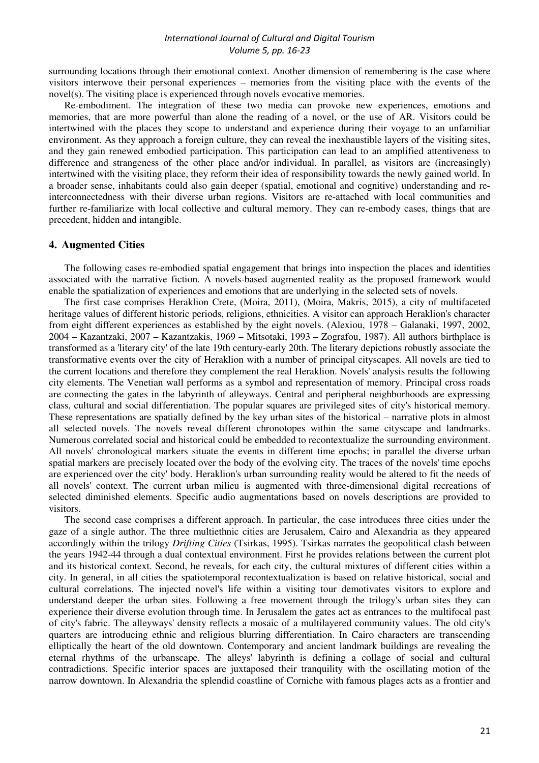surrounding locations through their emotional context. Another dimension of remembering is the case where visitors interwove their personal experiences – memories from the visiting place with the events of the novel(s). The visiting place is experienced through novels evocative memories.

Re-embodiment. The integration of these two media can provoke new experiences, emotions and memories, that are more powerful than alone the reading of a novel, or the use of AR. Visitors could be intertwined with the places they scope to understand and experience during their voyage to an unfamiliar environment. As they approach a foreign culture, they can reveal the inexhaustible layers of the visiting sites, and they gain renewed embodied participation. This participation can lead to an amplified attentiveness to difference and strangeness of the other place and/or individual. In parallel, as visitors are (increasingly) intertwined with the visiting place, they reform their idea of responsibility towards the newly gained world. In a broader sense, inhabitants could also gain deeper (spatial, emotional and cognitive) understanding and re-interconnectedness with their diverse urban regions. Visitors are re-attached with local communities and further re-familiarize with local collective and cultural memory. They can re-embody cases, things that are precedent, hidden and intangible.

## 4. Augmented Cities

The following cases re-embodied spatial engagement that brings into inspection the places and identities associated with the narrative fiction. A novels-based augmented reality as the proposed framework would enable the spatialization of experiences and emotions that are underlying in the selected sets of novels.

The first case comprises Heraklion Crete, (Moira, 2011), (Moira, Makris, 2015), a city of multifaceted heritage values of different historic periods, religions, ethnicities. A visitor can approach Heraklion's character from eight different experiences as established by the eight novels. (Alexiou, 1978 – Galanaki, 1997, 2002, 2004 – Kazantzaki, 2007 – Kazantzakis, 1969 – Mitsotaki, 1993 – Zografou, 1987). All authors birthplace is transformed as a 'literary city' of the late 19th century-early 20th. The literary depictions robustly associate the transformative events over the city of Heraklion with a number of principal cityscapes. All novels are tied to the current locations and therefore they complement the real Heraklion. Novels' analysis results the following city elements. The Venetian wall performs as a symbol and representation of memory. Principal cross roads are connecting the gates in the labyrinth of alleyways. Central and peripheral neighborhoods are expressing class, cultural and social differentiation. The popular squares are privileged sites of city's historical memory. These representations are spatially defined by the key urban sites of the historical – narrative plots in almost all selected novels. The novels reveal different chronotopes within the same cityscape and landmarks. Numerous correlated social and historical could be embedded to recontextualize the surrounding environment. All novels' chronological markers situate the events in different time epochs; in parallel the diverse urban spatial markers are precisely located over the body of the evolving city. The traces of the novels' time epochs are experienced over the city' body. Heraklion's urban surrounding reality would be altered to fit the needs of all novels' context. The current urban milieu is augmented with three-dimensional digital recreations of selected diminished elements. Specific audio augmentations based on novels descriptions are provided to visitors.

The second case comprises a different approach. In particular, the case introduces three cities under the gaze of a single author. The three multiethnic cities are Jerusalem, Cairo and Alexandria as they appeared accordingly within the trilogy *Drifting Cities* (Tsirkas, 1995). Tsirkas narrates the geopolitical clash between the years 1942-44 through a dual contextual environment. First he provides relations between the current plot and its historical context. Second, he reveals, for each city, the cultural mixtures of different cities within a city. In general, in all cities the spatiotemporal recontextualization is based on relative historical, social and cultural correlations. The injected novel's life within a visiting tour demotivates visitors to explore and understand deeper the urban sites. Following a free movement through the trilogy's urban sites they can experience their diverse evolution through time. In Jerusalem the gates act as entrances to the multifocal past of city's fabric. The alleyways' density reflects a mosaic of a multilayered community values. The old city's quarters are introducing ethnic and religious blurring differentiation. In Cairo characters are transcending elliptically the heart of the old downtown. Contemporary and ancient landmark buildings are revealing the eternal rhythms of the urbanscape. The alleys' labyrinth is defining a collage of social and cultural contradictions. Specific interior spaces are juxtaposed their tranquility with the oscillating motion of the narrow downtown. In Alexandria the splendid coastline of Corniche with famous plages acts as a frontier and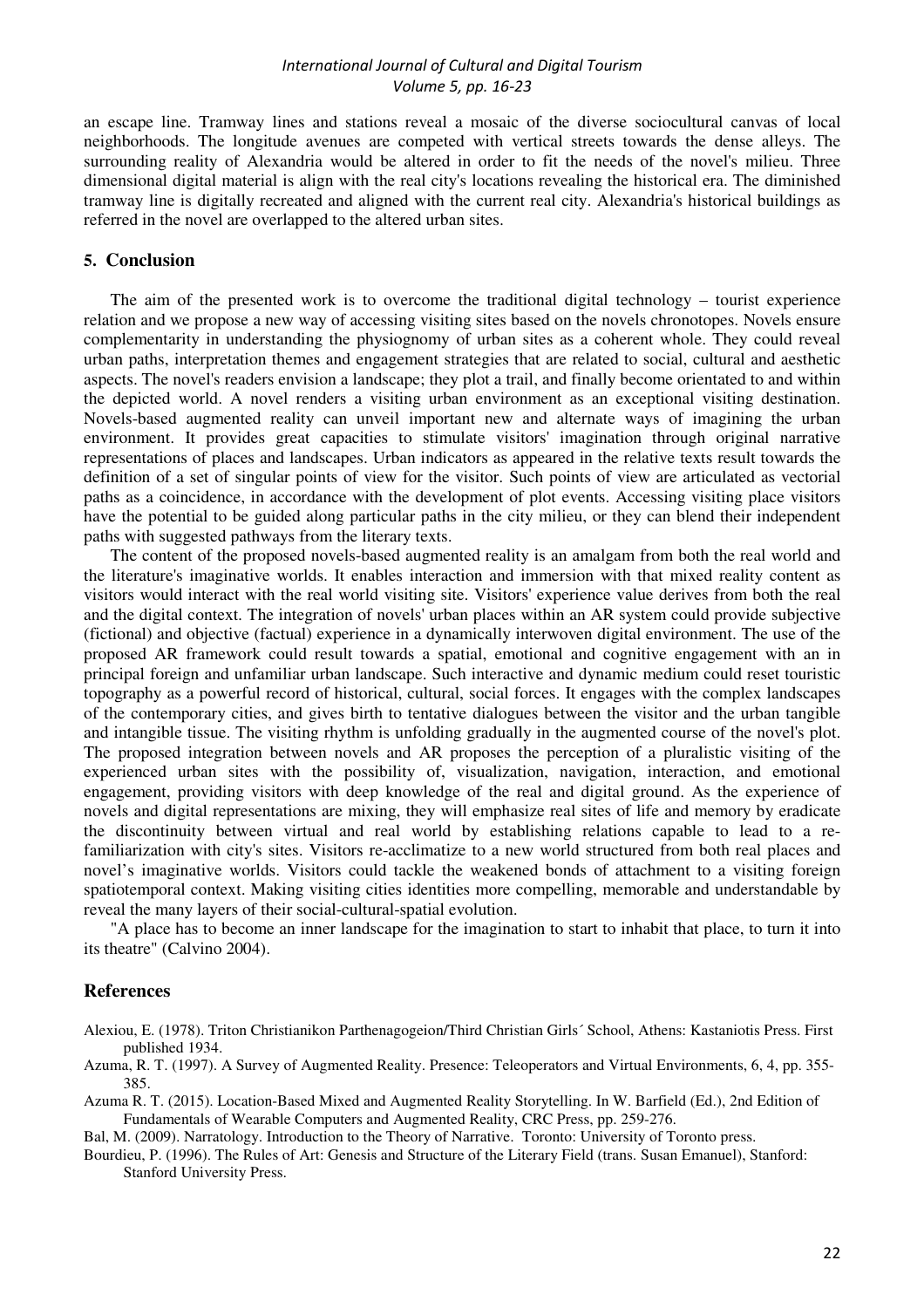an escape line. Tramway lines and stations reveal a mosaic of the diverse sociocultural canvas of local neighborhoods. The longitude avenues are competed with vertical streets towards the dense alleys. The surrounding reality of Alexandria would be altered in order to fit the needs of the novel's milieu. Three dimensional digital material is align with the real city's locations revealing the historical era. The diminished tramway line is digitally recreated and aligned with the current real city. Alexandria's historical buildings as referred in the novel are overlapped to the altered urban sites.

## 5. Conclusion

The aim of the presented work is to overcome the traditional digital technology – tourist experience relation and we propose a new way of accessing visiting sites based on the novels chronotopes. Novels ensure complementarity in understanding the physiognomy of urban sites as a coherent whole. They could reveal urban paths, interpretation themes and engagement strategies that are related to social, cultural and aesthetic aspects. The novel's readers envision a landscape; they plot a trail, and finally become orientated to and within the depicted world. A novel renders a visiting urban environment as an exceptional visiting destination. Novels-based augmented reality can unveil important new and alternate ways of imagining the urban environment. It provides great capacities to stimulate visitors' imagination through original narrative representations of places and landscapes. Urban indicators as appeared in the relative texts result towards the definition of a set of singular points of view for the visitor. Such points of view are articulated as vectorial paths as a coincidence, in accordance with the development of plot events. Accessing visiting place visitors have the potential to be guided along particular paths in the city milieu, or they can blend their independent paths with suggested pathways from the literary texts.

The content of the proposed novels-based augmented reality is an amalgam from both the real world and the literature's imaginative worlds. It enables interaction and immersion with that mixed reality content as visitors would interact with the real world visiting site. Visitors' experience value derives from both the real and the digital context. The integration of novels' urban places within an AR system could provide subjective (fictional) and objective (factual) experience in a dynamically interwoven digital environment. The use of the proposed AR framework could result towards a spatial, emotional and cognitive engagement with an in principal foreign and unfamiliar urban landscape. Such interactive and dynamic medium could reset touristic topography as a powerful record of historical, cultural, social forces. It engages with the complex landscapes of the contemporary cities, and gives birth to tentative dialogues between the visitor and the urban tangible and intangible tissue. The visiting rhythm is unfolding gradually in the augmented course of the novel's plot. The proposed integration between novels and AR proposes the perception of a pluralistic visiting of the experienced urban sites with the possibility of, visualization, navigation, interaction, and emotional engagement, providing visitors with deep knowledge of the real and digital ground. As the experience of novels and digital representations are mixing, they will emphasize real sites of life and memory by eradicate the discontinuity between virtual and real world by establishing relations capable to lead to a re-familiarization with city's sites. Visitors re-acclimatize to a new world structured from both real places and novel's imaginative worlds. Visitors could tackle the weakened bonds of attachment to a visiting foreign spatiotemporal context. Making visiting cities identities more compelling, memorable and understandable by reveal the many layers of their social-cultural-spatial evolution.

"A place has to become an inner landscape for the imagination to start to inhabit that place, to turn it into its theatre" (Calvino 2004).

## References

Alexiou, E. (1978). Triton Christianikon Parthenagogeion/Third Christian Girls´ School, Athens: Kastaniotis Press. First published 1934.

Azuma, R. T. (1997). A Survey of Augmented Reality. Presence: Teleoperators and Virtual Environments, 6, 4, pp. 355-385.

Azuma R. T. (2015). Location-Based Mixed and Augmented Reality Storytelling. In W. Barfield (Ed.), 2nd Edition of Fundamentals of Wearable Computers and Augmented Reality, CRC Press, pp. 259-276.

Bal, M. (2009). Narratology. Introduction to the Theory of Narrative. Toronto: University of Toronto press.

Bourdieu, P. (1996). The Rules of Art: Genesis and Structure of the Literary Field (trans. Susan Emanuel), Stanford: Stanford University Press.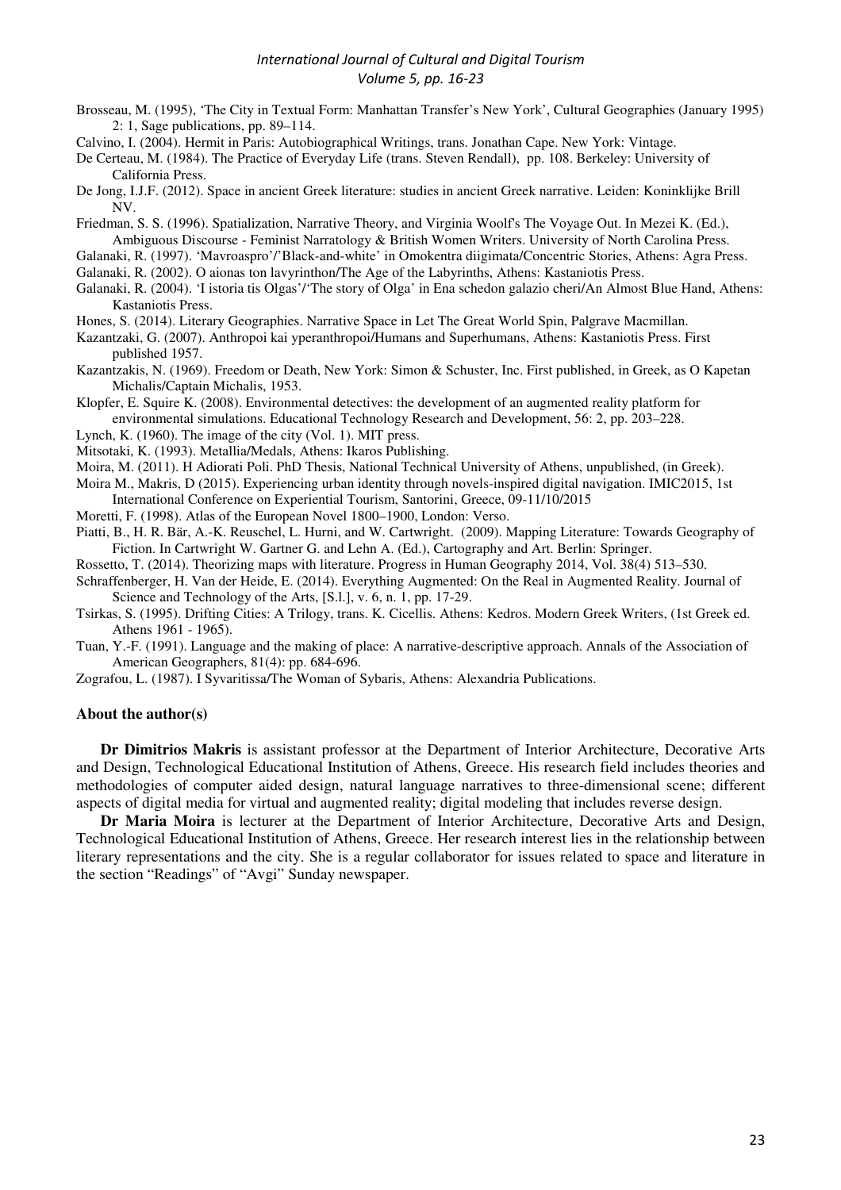Brosseau, M. (1995), 'The City in Textual Form: Manhattan Transfer's New York', Cultural Geographies (January 1995) 2: 1, Sage publications, pp. 89–114.

Calvino, I. (2004). Hermit in Paris: Autobiographical Writings, trans. Jonathan Cape. New York: Vintage.

De Certeau, M. (1984). The Practice of Everyday Life (trans. Steven Rendall), pp. 108. Berkeley: University of California Press.

De Jong, I.J.F. (2012). Space in ancient Greek literature: studies in ancient Greek narrative. Leiden: Koninklijke Brill NV.

Friedman, S. S. (1996). Spatialization, Narrative Theory, and Virginia Woolf's The Voyage Out. In Mezei K. (Ed.), Ambiguous Discourse - Feminist Narratology & British Women Writers. University of North Carolina Press.

Galanaki, R. (1997). 'Mavroaspro'/'Black-and-white' in Omokentra diigimata/Concentric Stories, Athens: Agra Press.

Galanaki, R. (2002). O aionas ton lavyrinthon/The Age of the Labyrinths, Athens: Kastaniotis Press.

Galanaki, R. (2004). 'I istoria tis Olgas'/'The story of Olga' in Ena schedon galazio cheri/An Almost Blue Hand, Athens: Kastaniotis Press.

Hones, S. (2014). Literary Geographies. Narrative Space in Let The Great World Spin, Palgrave Macmillan.

Kazantzaki, G. (2007). Anthropoi kai yperanthropoi/Humans and Superhumans, Athens: Kastaniotis Press. First published 1957.

Kazantzakis, N. (1969). Freedom or Death, New York: Simon & Schuster, Inc. First published, in Greek, as O Kapetan Michalis/Captain Michalis, 1953.

Klopfer, E. Squire K. (2008). Environmental detectives: the development of an augmented reality platform for environmental simulations. Educational Technology Research and Development, 56: 2, pp. 203–228.

Lynch, K. (1960). The image of the city (Vol. 1). MIT press.

Mitsotaki, K. (1993). Metallia/Medals, Athens: Ikaros Publishing.

Moira, M. (2011). H Adiorati Poli. PhD Thesis, National Technical University of Athens, unpublished, (in Greek).

Moira M., Makris, D (2015). Experiencing urban identity through novels-inspired digital navigation. IMIC2015, 1st International Conference on Experiential Tourism, Santorini, Greece, 09-11/10/2015

Moretti, F. (1998). Atlas of the European Novel 1800–1900, London: Verso.

Piatti, B., H. R. Bär, A.-K. Reuschel, L. Hurni, and W. Cartwright. (2009). Mapping Literature: Towards Geography of Fiction. In Cartwright W. Gartner G. and Lehn A. (Ed.), Cartography and Art. Berlin: Springer.

Rossetto, T. (2014). Theorizing maps with literature. Progress in Human Geography 2014, Vol. 38(4) 513–530.

Schraffenberger, H. Van der Heide, E. (2014). Everything Augmented: On the Real in Augmented Reality. Journal of Science and Technology of the Arts, [S.l.], v. 6, n. 1, pp. 17-29.

Tsirkas, S. (1995). Drifting Cities: A Trilogy, trans. K. Cicellis. Athens: Kedros. Modern Greek Writers, (1st Greek ed. Athens 1961 - 1965).

Tuan, Y.-F. (1991). Language and the making of place: A narrative-descriptive approach. Annals of the Association of American Geographers, 81(4): pp. 684-696.

Zografou, L. (1987). I Syvaritissa/The Woman of Sybaris, Athens: Alexandria Publications.

### About the author(s)

**Dr Dimitrios Makris** is assistant professor at the Department of Interior Architecture, Decorative Arts and Design, Technological Educational Institution of Athens, Greece. His research field includes theories and methodologies of computer aided design, natural language narratives to three-dimensional scene; different aspects of digital media for virtual and augmented reality; digital modeling that includes reverse design.

**Dr Maria Moira** is lecturer at the Department of Interior Architecture, Decorative Arts and Design, Technological Educational Institution of Athens, Greece. Her research interest lies in the relationship between literary representations and the city. She is a regular collaborator for issues related to space and literature in the section "Readings" of "Avgi" Sunday newspaper.